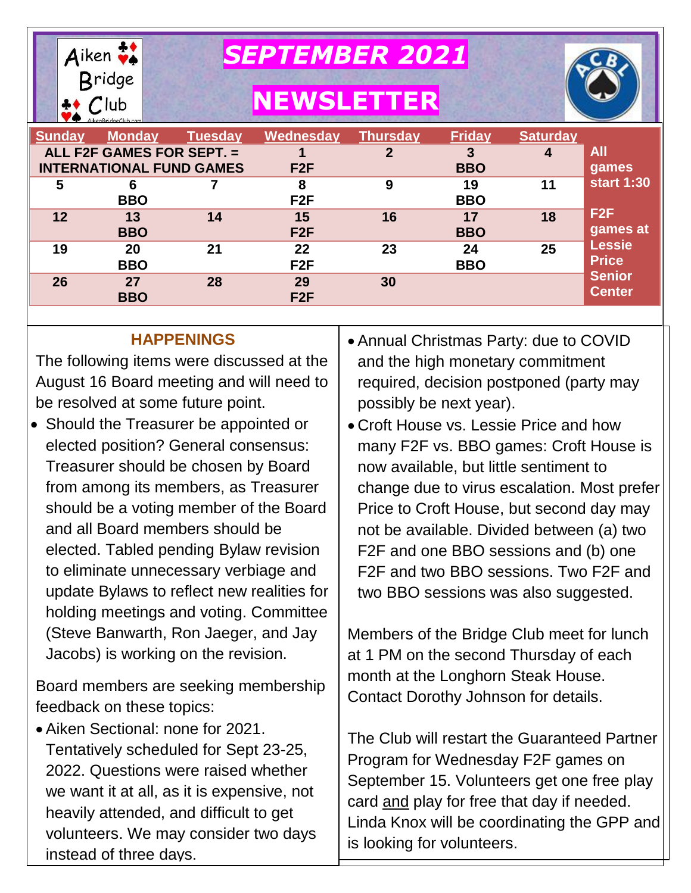Aiken Bridge Club

# SEPTEMBER 2021

# NEWSLETTER

| Sunday | Monday | Tuesday | Wednesday | Thursday | Friday | Saturday | |
|---|---|---|---|---|---|---|---|
| ALL F2F GAMES FOR SEPT. = INTERNATIONAL FUND GAMES | | | 1 F2F | 2 | 3 BBO | 4 | All games start 1:30 |
| 5 | 6 BBO | 7 | 8 F2F | 9 | 19 BBO | 11 | |
| 12 | 13 BBO | 14 | 15 F2F | 16 | 17 BBO | 18 | F2F games at Lessie Price Senior Center |
| 19 | 20 BBO | 21 | 22 F2F | 23 | 24 BBO | 25 | |
| 26 | 27 BBO | 28 | 29 F2F | 30 | | | |

## HAPPENINGS

The following items were discussed at the August 16 Board meeting and will need to be resolved at some future point.

- Should the Treasurer be appointed or elected position? General consensus: Treasurer should be chosen by Board from among its members, as Treasurer should be a voting member of the Board and all Board members should be elected. Tabled pending Bylaw revision to eliminate unnecessary verbiage and update Bylaws to reflect new realities for holding meetings and voting. Committee (Steve Banwarth, Ron Jaeger, and Jay Jacobs) is working on the revision.

Board members are seeking membership feedback on these topics:

- Aiken Sectional: none for 2021. Tentatively scheduled for Sept 23-25, 2022. Questions were raised whether we want it at all, as it is expensive, not heavily attended, and difficult to get volunteers. We may consider two days instead of three days.
- Annual Christmas Party: due to COVID and the high monetary commitment required, decision postponed (party may possibly be next year).
- Croft House vs. Lessie Price and how many F2F vs. BBO games: Croft House is now available, but little sentiment to change due to virus escalation. Most prefer Price to Croft House, but second day may not be available. Divided between (a) two F2F and one BBO sessions and (b) one F2F and two BBO sessions. Two F2F and two BBO sessions was also suggested.

Members of the Bridge Club meet for lunch at 1 PM on the second Thursday of each month at the Longhorn Steak House. Contact Dorothy Johnson for details.

The Club will restart the Guaranteed Partner Program for Wednesday F2F games on September 15. Volunteers get one free play card and play for free that day if needed. Linda Knox will be coordinating the GPP and is looking for volunteers.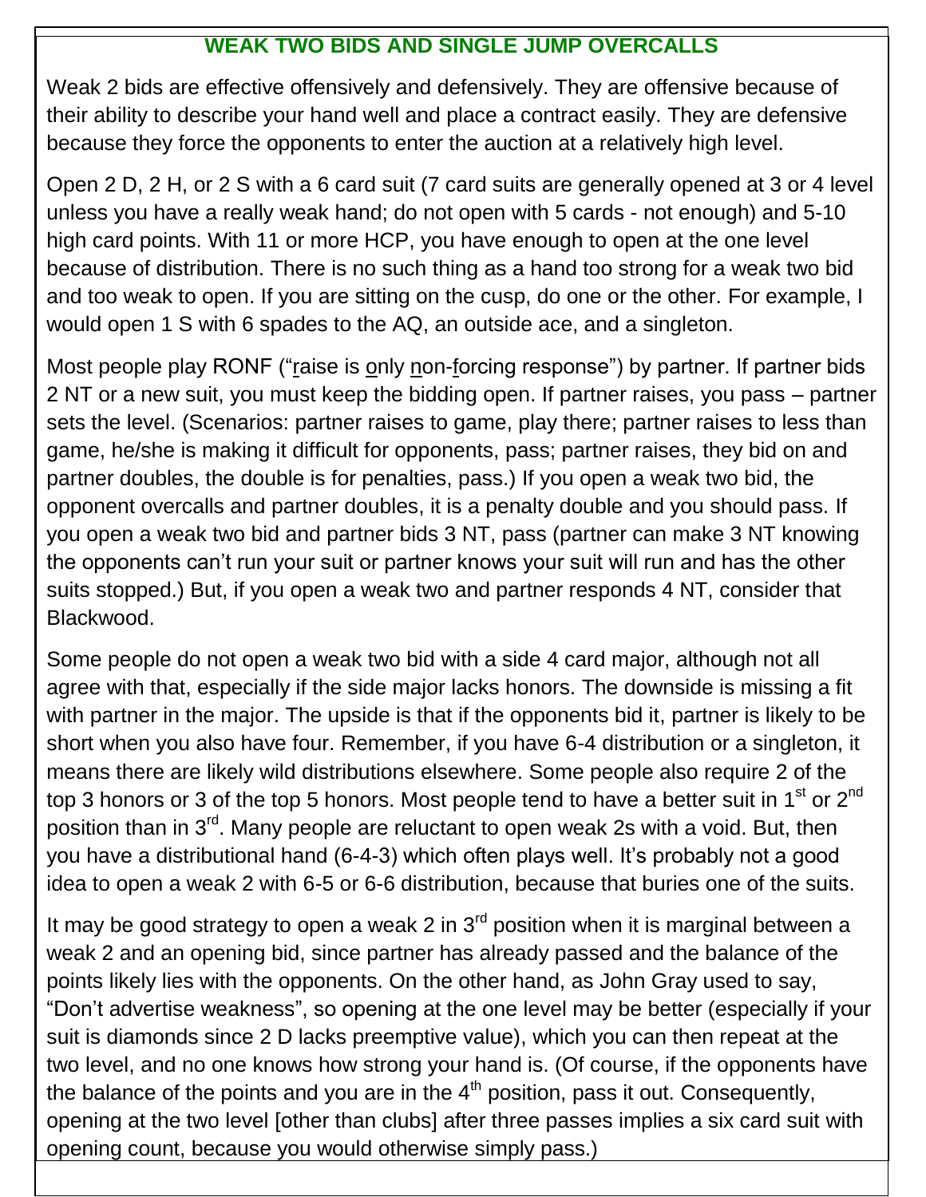## WEAK TWO BIDS AND SINGLE JUMP OVERCALLS

Weak 2 bids are effective offensively and defensively. They are offensive because of their ability to describe your hand well and place a contract easily. They are defensive because they force the opponents to enter the auction at a relatively high level.

Open 2 D, 2 H, or 2 S with a 6 card suit (7 card suits are generally opened at 3 or 4 level unless you have a really weak hand; do not open with 5 cards - not enough) and 5-10 high card points. With 11 or more HCP, you have enough to open at the one level because of distribution. There is no such thing as a hand too strong for a weak two bid and too weak to open. If you are sitting on the cusp, do one or the other. For example, I would open 1 S with 6 spades to the AQ, an outside ace, and a singleton.

Most people play RONF ("raise is only non-forcing response") by partner. If partner bids 2 NT or a new suit, you must keep the bidding open. If partner raises, you pass – partner sets the level. (Scenarios: partner raises to game, play there; partner raises to less than game, he/she is making it difficult for opponents, pass; partner raises, they bid on and partner doubles, the double is for penalties, pass.) If you open a weak two bid, the opponent overcalls and partner doubles, it is a penalty double and you should pass. If you open a weak two bid and partner bids 3 NT, pass (partner can make 3 NT knowing the opponents can't run your suit or partner knows your suit will run and has the other suits stopped.) But, if you open a weak two and partner responds 4 NT, consider that Blackwood.

Some people do not open a weak two bid with a side 4 card major, although not all agree with that, especially if the side major lacks honors. The downside is missing a fit with partner in the major. The upside is that if the opponents bid it, partner is likely to be short when you also have four. Remember, if you have 6-4 distribution or a singleton, it means there are likely wild distributions elsewhere. Some people also require 2 of the top 3 honors or 3 of the top 5 honors. Most people tend to have a better suit in 1st or 2nd position than in 3rd. Many people are reluctant to open weak 2s with a void. But, then you have a distributional hand (6-4-3) which often plays well. It's probably not a good idea to open a weak 2 with 6-5 or 6-6 distribution, because that buries one of the suits.

It may be good strategy to open a weak 2 in 3rd position when it is marginal between a weak 2 and an opening bid, since partner has already passed and the balance of the points likely lies with the opponents. On the other hand, as John Gray used to say, "Don't advertise weakness", so opening at the one level may be better (especially if your suit is diamonds since 2 D lacks preemptive value), which you can then repeat at the two level, and no one knows how strong your hand is. (Of course, if the opponents have the balance of the points and you are in the 4th position, pass it out. Consequently, opening at the two level [other than clubs] after three passes implies a six card suit with opening count, because you would otherwise simply pass.)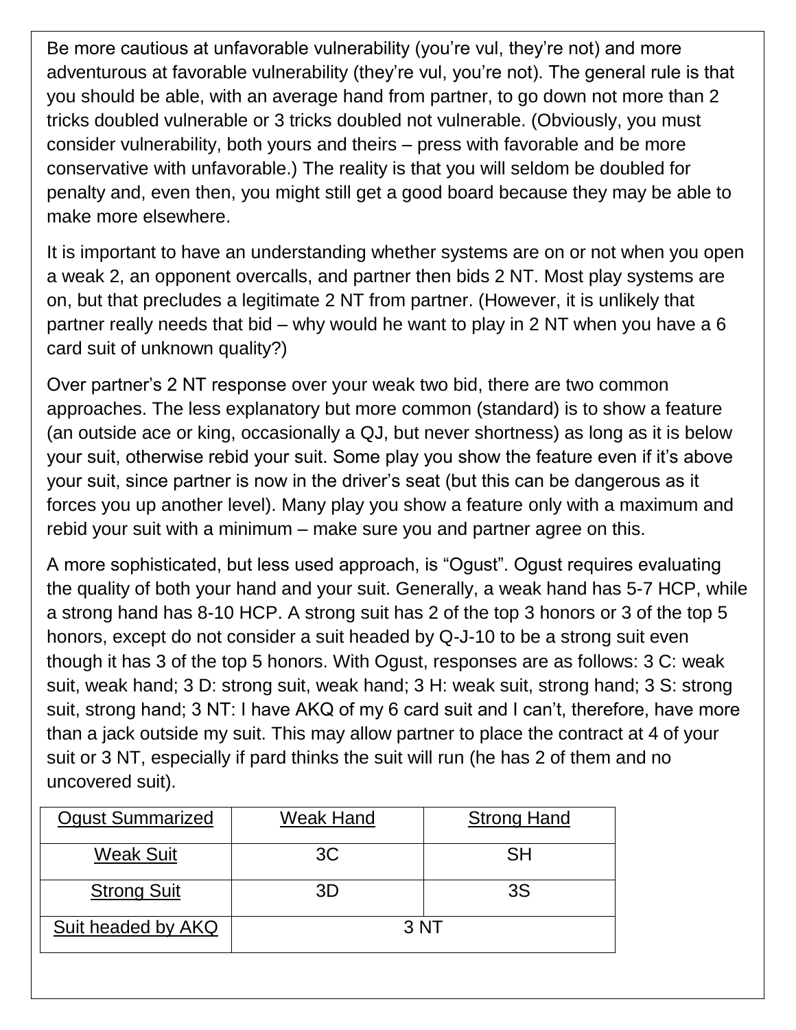Be more cautious at unfavorable vulnerability (you're vul, they're not) and more adventurous at favorable vulnerability (they're vul, you're not). The general rule is that you should be able, with an average hand from partner, to go down not more than 2 tricks doubled vulnerable or 3 tricks doubled not vulnerable. (Obviously, you must consider vulnerability, both yours and theirs – press with favorable and be more conservative with unfavorable.) The reality is that you will seldom be doubled for penalty and, even then, you might still get a good board because they may be able to make more elsewhere.

It is important to have an understanding whether systems are on or not when you open a weak 2, an opponent overcalls, and partner then bids 2 NT. Most play systems are on, but that precludes a legitimate 2 NT from partner. (However, it is unlikely that partner really needs that bid – why would he want to play in 2 NT when you have a 6 card suit of unknown quality?)

Over partner's 2 NT response over your weak two bid, there are two common approaches. The less explanatory but more common (standard) is to show a feature (an outside ace or king, occasionally a QJ, but never shortness) as long as it is below your suit, otherwise rebid your suit. Some play you show the feature even if it's above your suit, since partner is now in the driver's seat (but this can be dangerous as it forces you up another level). Many play you show a feature only with a maximum and rebid your suit with a minimum – make sure you and partner agree on this.

A more sophisticated, but less used approach, is "Ogust". Ogust requires evaluating the quality of both your hand and your suit. Generally, a weak hand has 5-7 HCP, while a strong hand has 8-10 HCP. A strong suit has 2 of the top 3 honors or 3 of the top 5 honors, except do not consider a suit headed by Q-J-10 to be a strong suit even though it has 3 of the top 5 honors. With Ogust, responses are as follows: 3 C: weak suit, weak hand; 3 D: strong suit, weak hand; 3 H: weak suit, strong hand; 3 S: strong suit, strong hand; 3 NT: I have AKQ of my 6 card suit and I can't, therefore, have more than a jack outside my suit. This may allow partner to place the contract at 4 of your suit or 3 NT, especially if pard thinks the suit will run (he has 2 of them and no uncovered suit).

| Ogust Summarized | Weak Hand | Strong Hand |
|---|---|---|
| Weak Suit | 3C | SH |
| Strong Suit | 3D | 3S |
| Suit headed by AKQ | 3 NT | |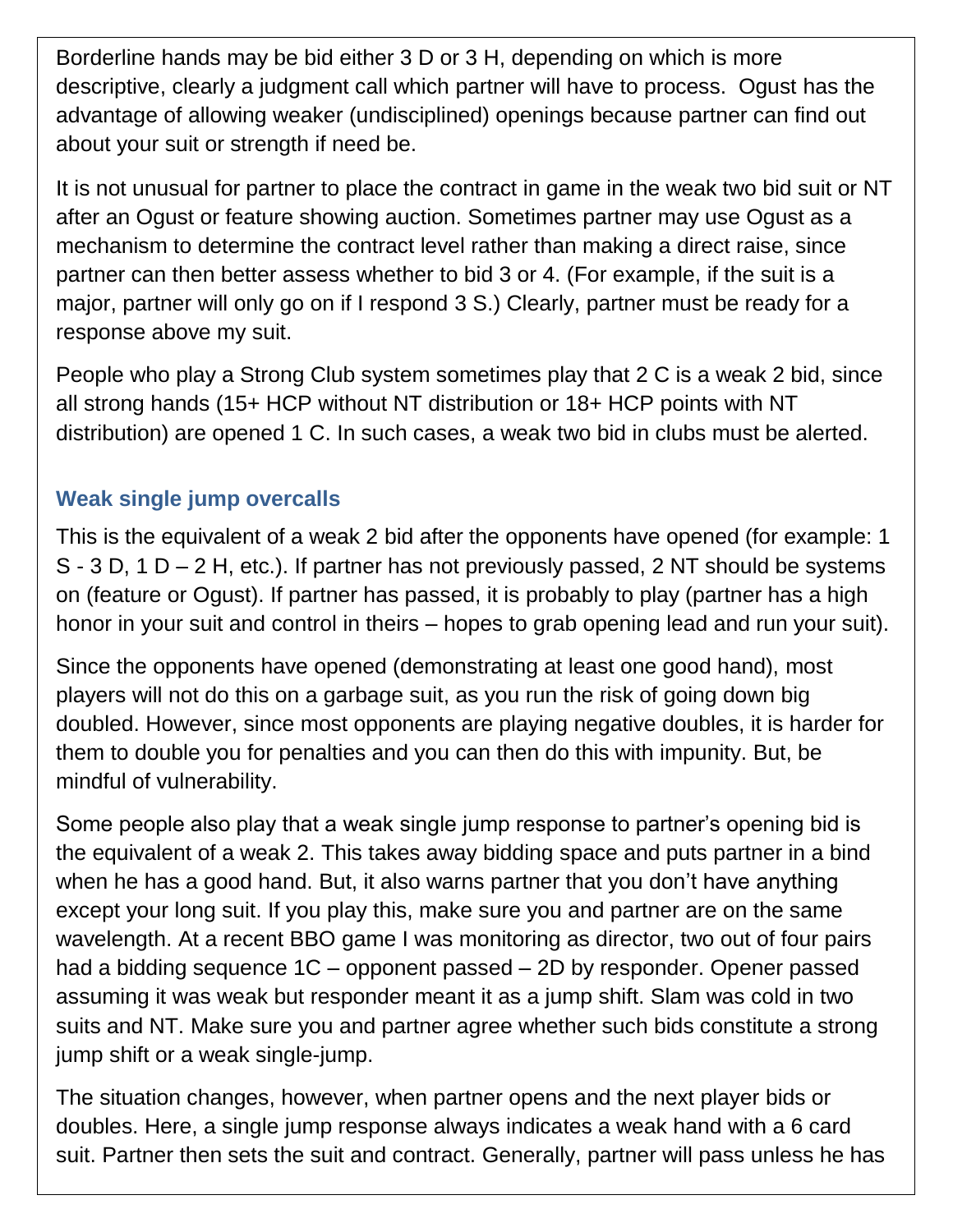Borderline hands may be bid either 3 D or 3 H, depending on which is more descriptive, clearly a judgment call which partner will have to process. Ogust has the advantage of allowing weaker (undisciplined) openings because partner can find out about your suit or strength if need be.

It is not unusual for partner to place the contract in game in the weak two bid suit or NT after an Ogust or feature showing auction. Sometimes partner may use Ogust as a mechanism to determine the contract level rather than making a direct raise, since partner can then better assess whether to bid 3 or 4. (For example, if the suit is a major, partner will only go on if I respond 3 S.) Clearly, partner must be ready for a response above my suit.

People who play a Strong Club system sometimes play that 2 C is a weak 2 bid, since all strong hands (15+ HCP without NT distribution or 18+ HCP points with NT distribution) are opened 1 C. In such cases, a weak two bid in clubs must be alerted.

### Weak single jump overcalls

This is the equivalent of a weak 2 bid after the opponents have opened (for example: 1 S - 3 D, 1 D – 2 H, etc.). If partner has not previously passed, 2 NT should be systems on (feature or Ogust). If partner has passed, it is probably to play (partner has a high honor in your suit and control in theirs – hopes to grab opening lead and run your suit).

Since the opponents have opened (demonstrating at least one good hand), most players will not do this on a garbage suit, as you run the risk of going down big doubled. However, since most opponents are playing negative doubles, it is harder for them to double you for penalties and you can then do this with impunity. But, be mindful of vulnerability.

Some people also play that a weak single jump response to partner's opening bid is the equivalent of a weak 2. This takes away bidding space and puts partner in a bind when he has a good hand. But, it also warns partner that you don't have anything except your long suit. If you play this, make sure you and partner are on the same wavelength. At a recent BBO game I was monitoring as director, two out of four pairs had a bidding sequence 1C – opponent passed – 2D by responder. Opener passed assuming it was weak but responder meant it as a jump shift. Slam was cold in two suits and NT. Make sure you and partner agree whether such bids constitute a strong jump shift or a weak single-jump.

The situation changes, however, when partner opens and the next player bids or doubles. Here, a single jump response always indicates a weak hand with a 6 card suit. Partner then sets the suit and contract. Generally, partner will pass unless he has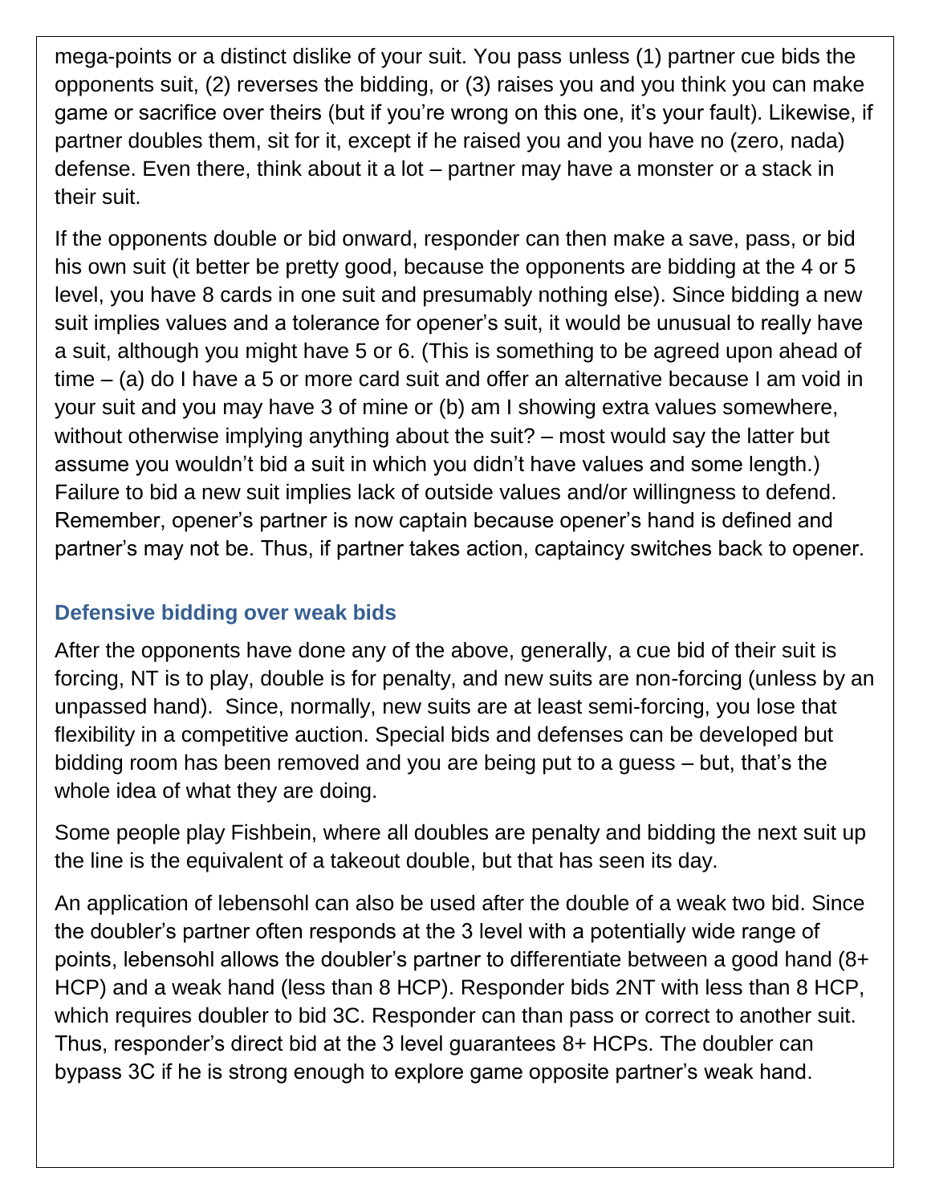mega-points or a distinct dislike of your suit. You pass unless (1) partner cue bids the opponents suit, (2) reverses the bidding, or (3) raises you and you think you can make game or sacrifice over theirs (but if you're wrong on this one, it's your fault). Likewise, if partner doubles them, sit for it, except if he raised you and you have no (zero, nada) defense. Even there, think about it a lot – partner may have a monster or a stack in their suit.

If the opponents double or bid onward, responder can then make a save, pass, or bid his own suit (it better be pretty good, because the opponents are bidding at the 4 or 5 level, you have 8 cards in one suit and presumably nothing else). Since bidding a new suit implies values and a tolerance for opener's suit, it would be unusual to really have a suit, although you might have 5 or 6. (This is something to be agreed upon ahead of time – (a) do I have a 5 or more card suit and offer an alternative because I am void in your suit and you may have 3 of mine or (b) am I showing extra values somewhere, without otherwise implying anything about the suit? – most would say the latter but assume you wouldn't bid a suit in which you didn't have values and some length.) Failure to bid a new suit implies lack of outside values and/or willingness to defend. Remember, opener's partner is now captain because opener's hand is defined and partner's may not be. Thus, if partner takes action, captaincy switches back to opener.

## Defensive bidding over weak bids

After the opponents have done any of the above, generally, a cue bid of their suit is forcing, NT is to play, double is for penalty, and new suits are non-forcing (unless by an unpassed hand). Since, normally, new suits are at least semi-forcing, you lose that flexibility in a competitive auction. Special bids and defenses can be developed but bidding room has been removed and you are being put to a guess – but, that's the whole idea of what they are doing.

Some people play Fishbein, where all doubles are penalty and bidding the next suit up the line is the equivalent of a takeout double, but that has seen its day.

An application of lebensohl can also be used after the double of a weak two bid. Since the doubler's partner often responds at the 3 level with a potentially wide range of points, lebensohl allows the doubler's partner to differentiate between a good hand (8+ HCP) and a weak hand (less than 8 HCP). Responder bids 2NT with less than 8 HCP, which requires doubler to bid 3C. Responder can than pass or correct to another suit. Thus, responder's direct bid at the 3 level guarantees 8+ HCPs. The doubler can bypass 3C if he is strong enough to explore game opposite partner's weak hand.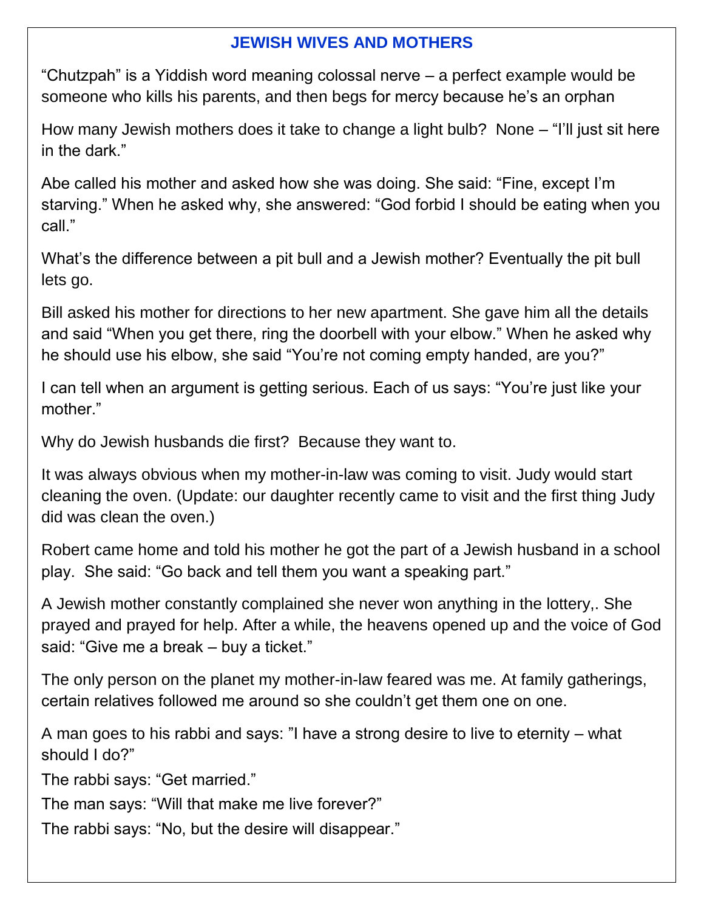## JEWISH WIVES AND MOTHERS

“Chutzpah” is a Yiddish word meaning colossal nerve – a perfect example would be someone who kills his parents, and then begs for mercy because he’s an orphan

How many Jewish mothers does it take to change a light bulb?  None – “I’ll just sit here in the dark.”

Abe called his mother and asked how she was doing. She said: “Fine, except I’m starving.” When he asked why, she answered: “God forbid I should be eating when you call.”

What’s the difference between a pit bull and a Jewish mother? Eventually the pit bull lets go.

Bill asked his mother for directions to her new apartment. She gave him all the details and said “When you get there, ring the doorbell with your elbow.” When he asked why he should use his elbow, she said “You’re not coming empty handed, are you?”

I can tell when an argument is getting serious. Each of us says: “You’re just like your mother.”

Why do Jewish husbands die first?  Because they want to.

It was always obvious when my mother-in-law was coming to visit. Judy would start cleaning the oven. (Update: our daughter recently came to visit and the first thing Judy did was clean the oven.)

Robert came home and told his mother he got the part of a Jewish husband in a school play.  She said: “Go back and tell them you want a speaking part.”

A Jewish mother constantly complained she never won anything in the lottery,. She prayed and prayed for help. After a while, the heavens opened up and the voice of God said: “Give me a break – buy a ticket.”

The only person on the planet my mother-in-law feared was me. At family gatherings, certain relatives followed me around so she couldn’t get them one on one.

A man goes to his rabbi and says: ”I have a strong desire to live to eternity – what should I do?”

The rabbi says: “Get married.”

The man says: “Will that make me live forever?”

The rabbi says: “No, but the desire will disappear.”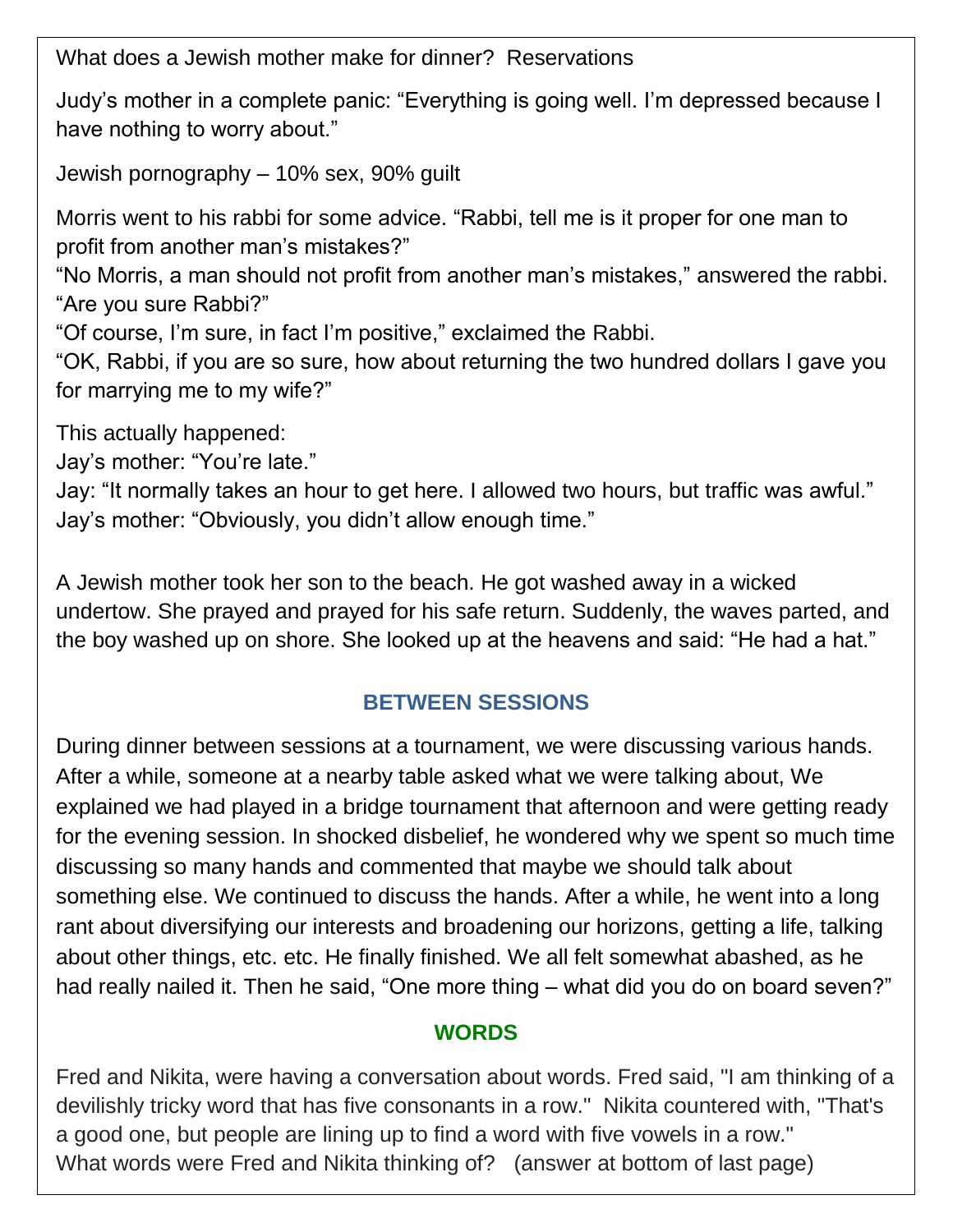What does a Jewish mother make for dinner?  Reservations

Judy's mother in a complete panic: "Everything is going well. I'm depressed because I have nothing to worry about."

Jewish pornography – 10% sex, 90% guilt

Morris went to his rabbi for some advice. "Rabbi, tell me is it proper for one man to profit from another man's mistakes?"
"No Morris, a man should not profit from another man's mistakes," answered the rabbi.
"Are you sure Rabbi?"
"Of course, I'm sure, in fact I'm positive," exclaimed the Rabbi.
"OK, Rabbi, if you are so sure, how about returning the two hundred dollars I gave you for marrying me to my wife?"

This actually happened:
Jay's mother: "You're late."
Jay: "It normally takes an hour to get here. I allowed two hours, but traffic was awful."
Jay's mother: "Obviously, you didn't allow enough time."

A Jewish mother took her son to the beach. He got washed away in a wicked undertow. She prayed and prayed for his safe return. Suddenly, the waves parted, and the boy washed up on shore. She looked up at the heavens and said: "He had a hat."

## BETWEEN SESSIONS

During dinner between sessions at a tournament, we were discussing various hands. After a while, someone at a nearby table asked what we were talking about, We explained we had played in a bridge tournament that afternoon and were getting ready for the evening session. In shocked disbelief, he wondered why we spent so much time discussing so many hands and commented that maybe we should talk about something else. We continued to discuss the hands. After a while, he went into a long rant about diversifying our interests and broadening our horizons, getting a life, talking about other things, etc. etc. He finally finished. We all felt somewhat abashed, as he had really nailed it. Then he said, "One more thing – what did you do on board seven?"

## WORDS

Fred and Nikita, were having a conversation about words. Fred said, "I am thinking of a devilishly tricky word that has five consonants in a row." Nikita countered with, "That's a good one, but people are lining up to find a word with five vowels in a row."
What words were Fred and Nikita thinking of?   (answer at bottom of last page)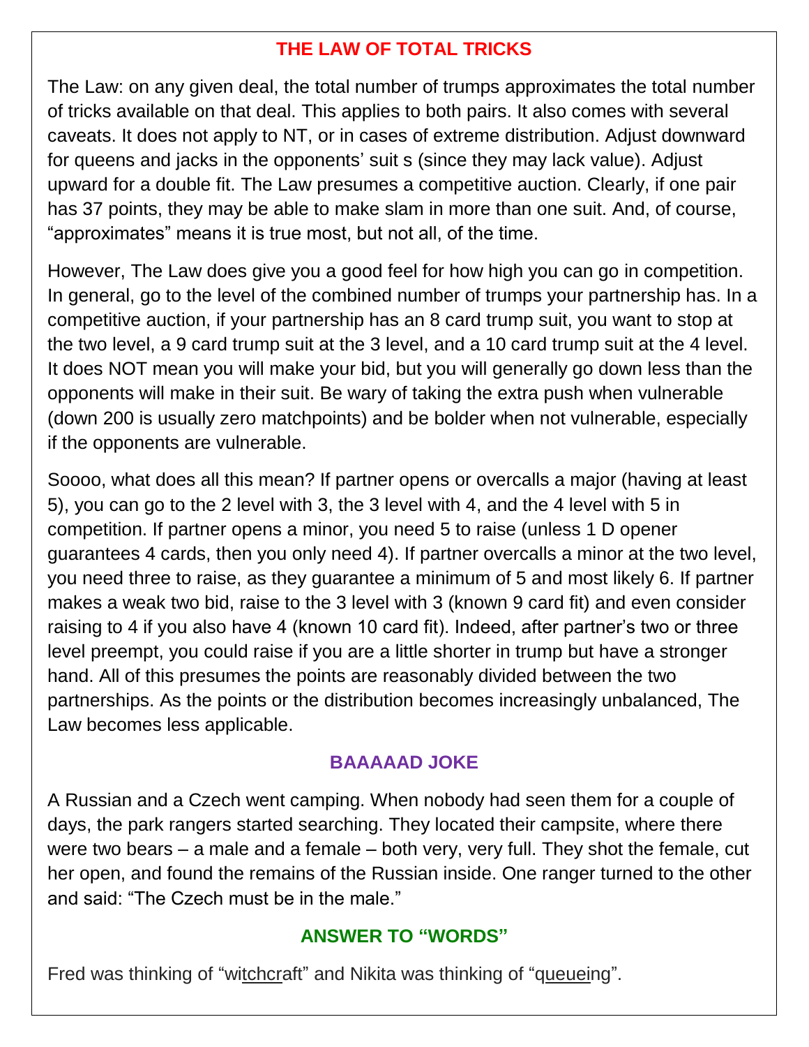## THE LAW OF TOTAL TRICKS

The Law: on any given deal, the total number of trumps approximates the total number of tricks available on that deal. This applies to both pairs. It also comes with several caveats. It does not apply to NT, or in cases of extreme distribution. Adjust downward for queens and jacks in the opponents' suit s (since they may lack value). Adjust upward for a double fit. The Law presumes a competitive auction. Clearly, if one pair has 37 points, they may be able to make slam in more than one suit. And, of course, "approximates" means it is true most, but not all, of the time.

However, The Law does give you a good feel for how high you can go in competition. In general, go to the level of the combined number of trumps your partnership has. In a competitive auction, if your partnership has an 8 card trump suit, you want to stop at the two level, a 9 card trump suit at the 3 level, and a 10 card trump suit at the 4 level. It does NOT mean you will make your bid, but you will generally go down less than the opponents will make in their suit. Be wary of taking the extra push when vulnerable (down 200 is usually zero matchpoints) and be bolder when not vulnerable, especially if the opponents are vulnerable.

Soooo, what does all this mean? If partner opens or overcalls a major (having at least 5), you can go to the 2 level with 3, the 3 level with 4, and the 4 level with 5 in competition. If partner opens a minor, you need 5 to raise (unless 1 D opener guarantees 4 cards, then you only need 4). If partner overcalls a minor at the two level, you need three to raise, as they guarantee a minimum of 5 and most likely 6. If partner makes a weak two bid, raise to the 3 level with 3 (known 9 card fit) and even consider raising to 4 if you also have 4 (known 10 card fit). Indeed, after partner's two or three level preempt, you could raise if you are a little shorter in trump but have a stronger hand. All of this presumes the points are reasonably divided between the two partnerships. As the points or the distribution becomes increasingly unbalanced, The Law becomes less applicable.

## BAAAAAD JOKE

A Russian and a Czech went camping. When nobody had seen them for a couple of days, the park rangers started searching. They located their campsite, where there were two bears – a male and a female – both very, very full. They shot the female, cut her open, and found the remains of the Russian inside. One ranger turned to the other and said: "The Czech must be in the male."

## ANSWER TO "WORDS"

Fred was thinking of "wi<u>tchcr</u>aft" and Nikita was thinking of "q<u>ueue</u>ing".